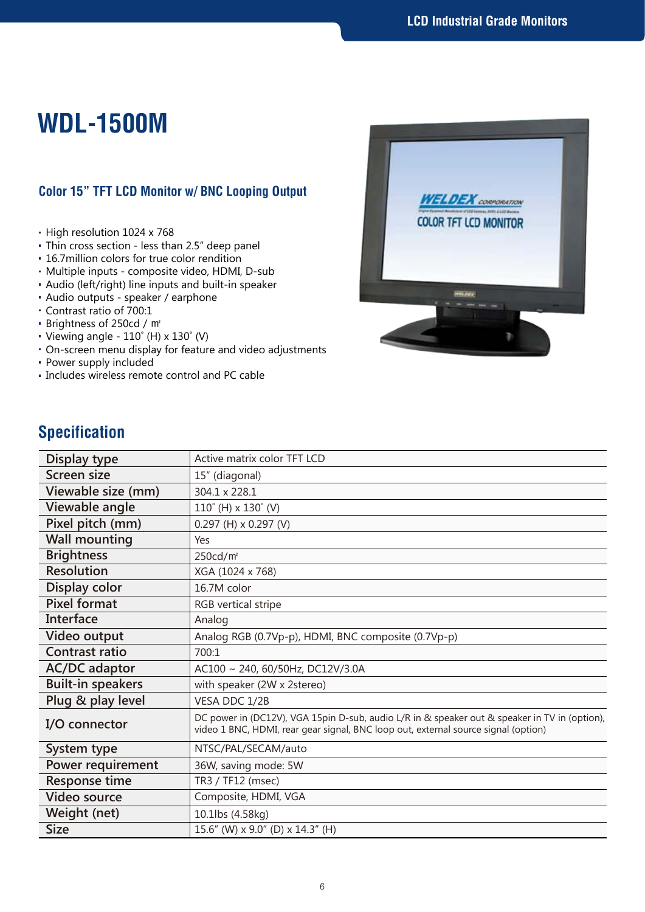# WDL-1500M

## Color 15” TFT LCD Monitor w/ BNC Looping Output

- High resolution 1024 x 768
- Thin cross section - less than 2.5” deep panel
- 16.7million colors for true color rendition
- Multiple inputs - composite video, HDMI, D-sub
- Audio (left/right) line inputs and built-in speaker
- Audio outputs - speaker / earphone
- Contrast ratio of 700:1
- Brightness of 250cd / ㎡
- Viewing angle - 110˚ (H) x 130˚ (V)
- On-screen menu display for feature and video adjustments
- Power supply included
- Includes wireless remote control and PC cable

## Specification

| Display type | Active matrix color TFT LCD |
|---|---|
| Screen size | 15” (diagonal) |
| Viewable size (mm) | 304.1 x 228.1 |
| Viewable angle | 110˚ (H) x 130˚ (V) |
| Pixel pitch (mm) | 0.297 (H) x 0.297 (V) |
| Wall mounting | Yes |
| Brightness | 250cd/㎡ |
| Resolution | XGA (1024 x 768) |
| Display color | 16.7M color |
| Pixel format | RGB vertical stripe |
| Interface | Analog |
| Video output | Analog RGB (0.7Vp-p), HDMI, BNC composite (0.7Vp-p) |
| Contrast ratio | 700:1 |
| AC/DC adaptor | AC100 ~ 240, 60/50Hz, DC12V/3.0A |
| Built-in speakers | with speaker (2W x 2stereo) |
| Plug & play level | VESA DDC 1/2B |
| I/O connector | DC power in (DC12V), VGA 15pin D-sub, audio L/R in & speaker out & speaker in TV in (option), video 1 BNC, HDMI, rear gear signal, BNC loop out, external source signal (option) |
| System type | NTSC/PAL/SECAM/auto |
| Power requirement | 36W, saving mode: 5W |
| Response time | TR3 / TF12 (msec) |
| Video source | Composite, HDMI, VGA |
| Weight (net) | 10.1lbs (4.58kg) |
| Size | 15.6” (W) x 9.0” (D) x 14.3” (H) |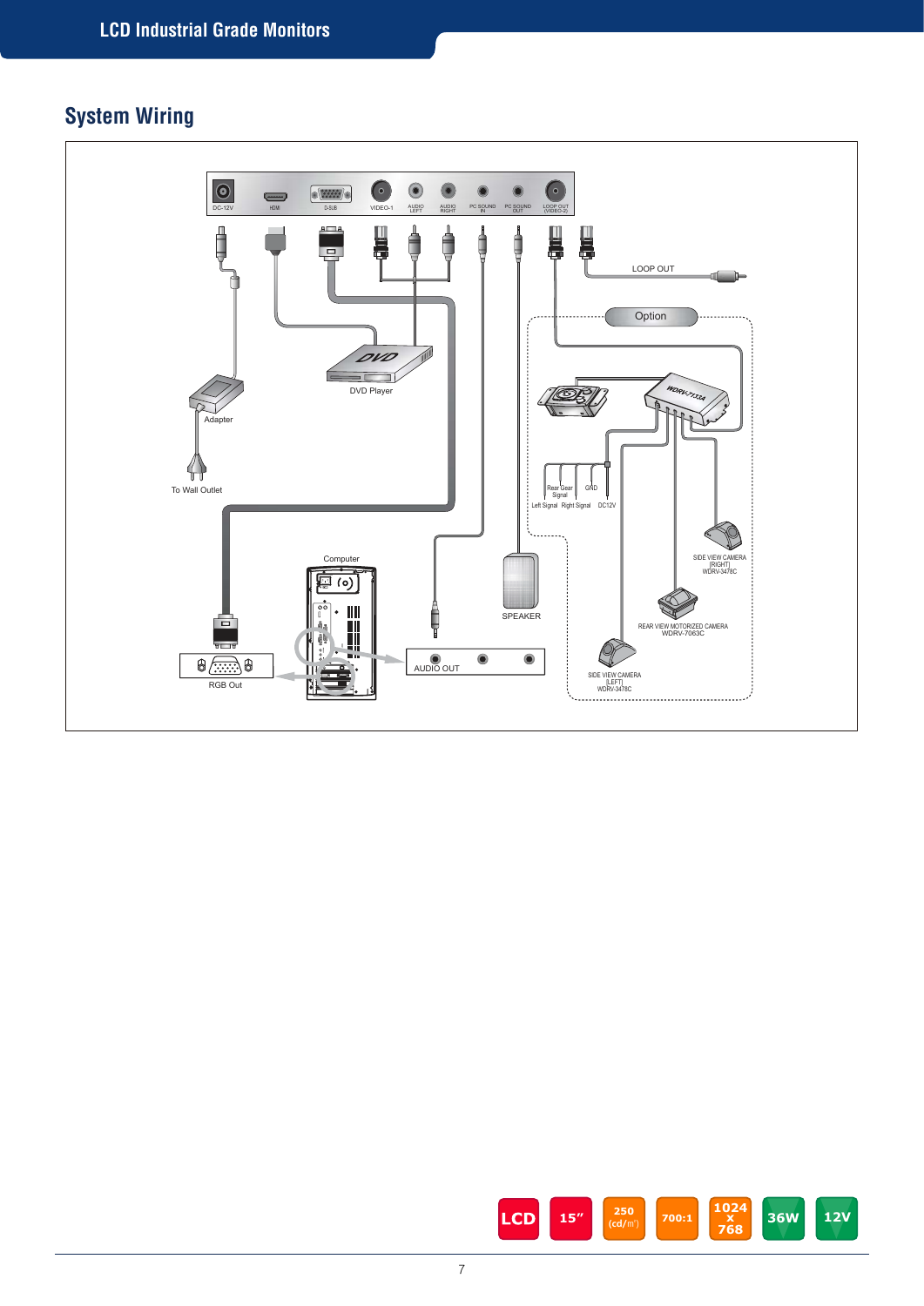## System Wiring

DC-12V
HDMI
D-SUB
VIDEO-1
AUDIO LEFT
AUDIO RIGHT
PC SOUND IN
PC SOUND OUT
LOOP OUT (VIDEO-2)

LOOP OUT

Option

DVD Player

Adapter

To Wall Outlet

Rear Gear Signal
GND
Left Signal
Right Signal
DC12V

SIDE VIEW CAMERA (RIGHT) WDRV-3478C

REAR VIEW MOTORIZED CAMERA WDRV-7063C

SIDE VIEW CAMERA (LEFT) WDRV-3478C

SPEAKER

Computer

AUDIO OUT

RGB Out

LCD
15″
250 (cd/㎡)
700:1
1024 x 768
36W
12V